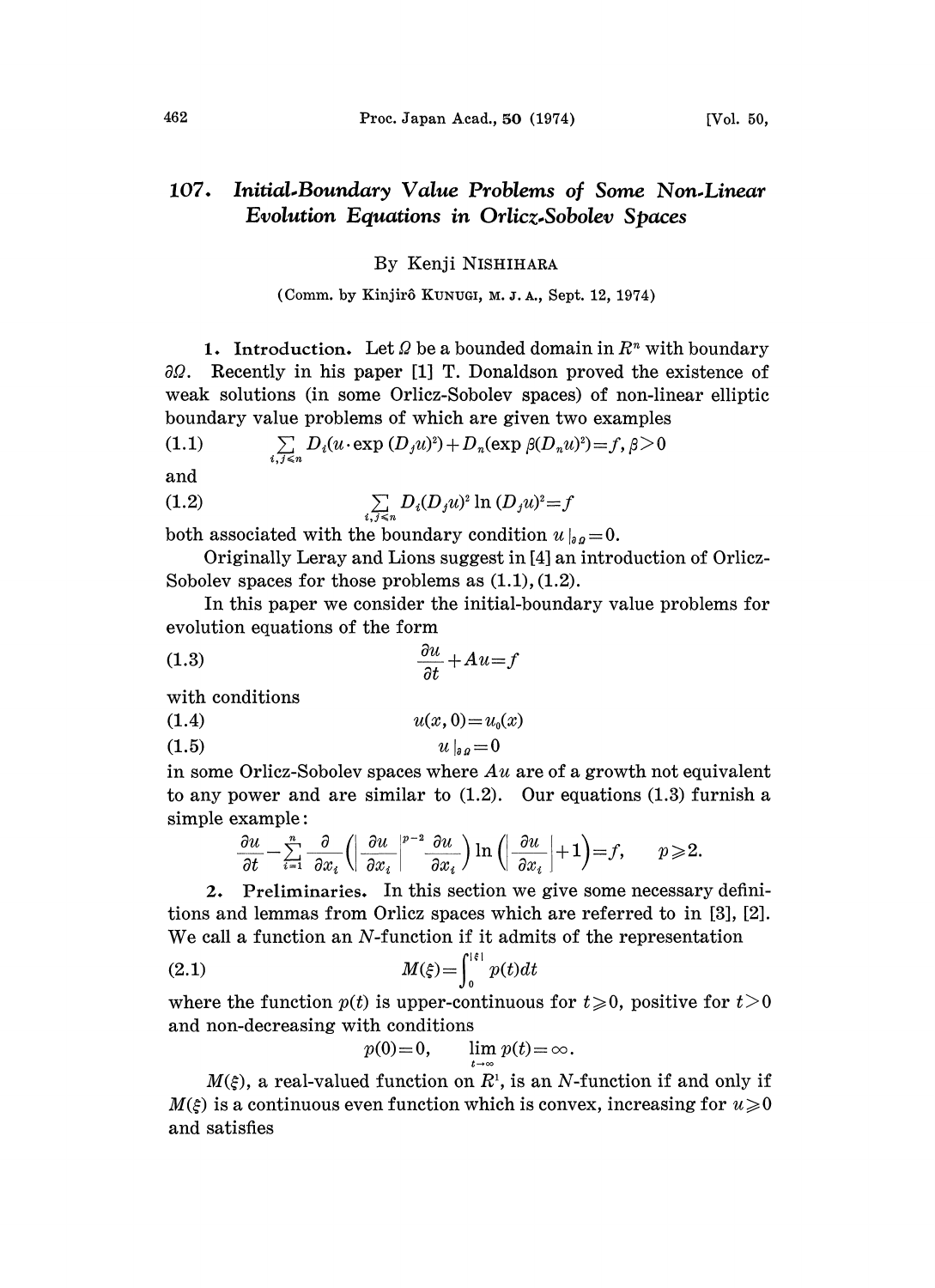# 107. *Initial-Boundary Value Problems of Some Non-Linear Evolution Equations in Orlicz-Sobolev Spaces*

By Kenji NISHIHARA

(Comm. by Kinjirô KUNUGI, M. J. A., Sept. 12, 1974)

**1. Introduction.** Let $\Omega$ be a bounded domain in $R^n$ with boundary $\partial\Omega$. Recently in his paper [1] T. Donaldson proved the existence of weak solutions (in some Orlicz-Sobolev spaces) of non-linear elliptic boundary value problems of which are given two examples

$$\sum_{i,j \leqslant n} D_i(u \cdot \exp (D_j u)^2) + D_n(\exp \beta(D_n u)^2) = f, \beta > 0 \tag{1.1}$$

and

$$\sum_{i,j \leqslant n} D_i(D_j u)^2 \ln (D_j u)^2 = f \tag{1.2}$$

both associated with the boundary condition $u|_{\partial\Omega} = 0$.

Originally Leray and Lions suggest in [4] an introduction of Orlicz-Sobolev spaces for those problems as (1.1), (1.2).

In this paper we consider the initial-boundary value problems for evolution equations of the form

$$\frac{\partial u}{\partial t} + Au = f \tag{1.3}$$

with conditions

$$u(x, 0) = u_0(x) \tag{1.4}$$

$$u|_{\partial\Omega} = 0 \tag{1.5}$$

in some Orlicz-Sobolev spaces where $Au$ are of a growth not equivalent to any power and are similar to (1.2). Our equations (1.3) furnish a simple example:

$$\frac{\partial u}{\partial t} - \sum_{i=1}^{n} \frac{\partial}{\partial x_i}\left(\left|\frac{\partial u}{\partial x_i}\right|^{p-2} \frac{\partial u}{\partial x_i}\right) \ln\left(\left|\frac{\partial u}{\partial x_i}\right| + 1\right) = f, \qquad p \geqslant 2.$$

**2. Preliminaries.** In this section we give some necessary definitions and lemmas from Orlicz spaces which are referred to in [3], [2]. We call a function an $N$-function if it admits of the representation

$$M(\xi) = \int_0^{|\xi|} p(t)dt \tag{2.1}$$

where the function $p(t)$ is upper-continuous for $t \geqslant 0$, positive for $t > 0$ and non-decreasing with conditions

$$p(0) = 0, \qquad \lim_{t \to \infty} p(t) = \infty.$$

$M(\xi)$, a real-valued function on $R^1$, is an $N$-function if and only if $M(\xi)$ is a continuous even function which is convex, increasing for $u \geqslant 0$ and satisfies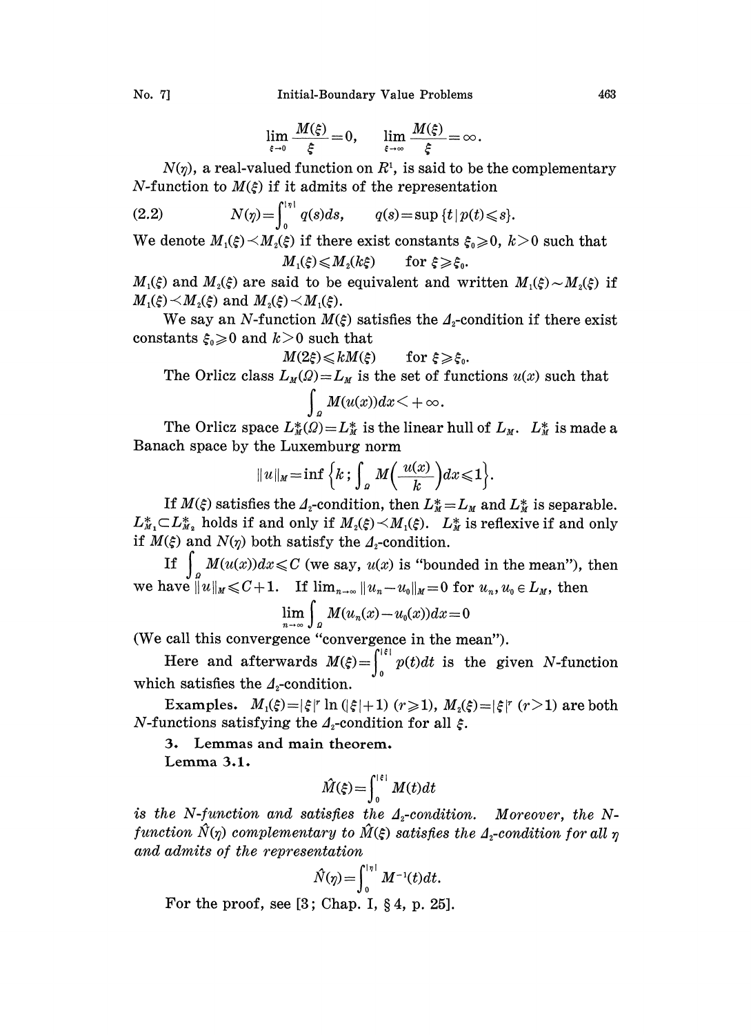$$\lim_{\xi\to 0}\frac{M(\xi)}{\xi}=0,\qquad \lim_{\xi\to\infty}\frac{M(\xi)}{\xi}=\infty.$$

$N(\eta)$, a real-valued function on $R^1$, is said to be the complementary $N$-function to $M(\xi)$ if it admits of the representation

$$N(\eta)=\int_0^{|\eta|} q(s)ds,\qquad q(s)=\sup\{t\,|\,p(t)\leqslant s\}. \tag{2.2}$$

We denote $M_1(\xi)\prec M_2(\xi)$ if there exist constants $\xi_0\geqslant 0$, $k>0$ such that

$$M_1(\xi)\leqslant M_2(k\xi)\qquad \text{for } \xi\geqslant\xi_0.$$

$M_1(\xi)$ and $M_2(\xi)$ are said to be equivalent and written $M_1(\xi)\sim M_2(\xi)$ if $M_1(\xi)\prec M_2(\xi)$ and $M_2(\xi)\prec M_1(\xi)$.

We say an $N$-function $M(\xi)$ satisfies the $\Delta_2$-condition if there exist constants $\xi_0\geqslant 0$ and $k>0$ such that

$$M(2\xi)\leqslant kM(\xi)\qquad \text{for } \xi\geqslant\xi_0.$$

The Orlicz class $L_M(\Omega)=L_M$ is the set of functions $u(x)$ such that

$$\int_\Omega M(u(x))dx<+\infty.$$

The Orlicz space $L_M^*(\Omega)=L_M^*$ is the linear hull of $L_M$. $L_M^*$ is made a Banach space by the Luxemburg norm

$$\|u\|_M=\inf\left\{k\,;\int_\Omega M\left(\frac{u(x)}{k}\right)dx\leqslant 1\right\}.$$

If $M(\xi)$ satisfies the $\Delta_2$-condition, then $L_M^*=L_M$ and $L_M^*$ is separable. $L_{M_1}^*\subset L_{M_2}^*$ holds if and only if $M_2(\xi)\prec M_1(\xi)$. $L_M^*$ is reflexive if and only if $M(\xi)$ and $N(\eta)$ both satisfy the $\Delta_2$-condition.

If $\int_\Omega M(u(x))dx\leqslant C$ (we say, $u(x)$ is "bounded in the mean"), then we have $\|u\|_M\leqslant C+1$. If $\lim_{n\to\infty}\|u_n-u_0\|_M=0$ for $u_n, u_0\in L_M$, then

$$\lim_{n\to\infty}\int_\Omega M(u_n(x)-u_0(x))dx=0$$

(We call this convergence "convergence in the mean").

Here and afterwards $M(\xi)=\int_0^{|\xi|}p(t)dt$ is the given $N$-function which satisfies the $\Delta_2$-condition.

**Examples.** $M_1(\xi)=|\xi|^r\ln(|\xi|+1)$ $(r\geqslant 1)$, $M_2(\xi)=|\xi|^r$ $(r>1)$ are both $N$-functions satisfying the $\Delta_2$-condition for all $\xi$.

## 3. Lemmas and main theorem.

**Lemma 3.1.**

$$\hat{M}(\xi)=\int_0^{|\xi|}M(t)dt$$

*is the $N$-function and satisfies the $\Delta_2$-condition. Moreover, the $N$-function $\hat{N}(\eta)$ complementary to $\hat{M}(\xi)$ satisfies the $\Delta_2$-condition for all $\eta$ and admits of the representation*

$$\hat{N}(\eta)=\int_0^{|\eta|}M^{-1}(t)dt.$$

For the proof, see [3; Chap. I, § 4, p. 25].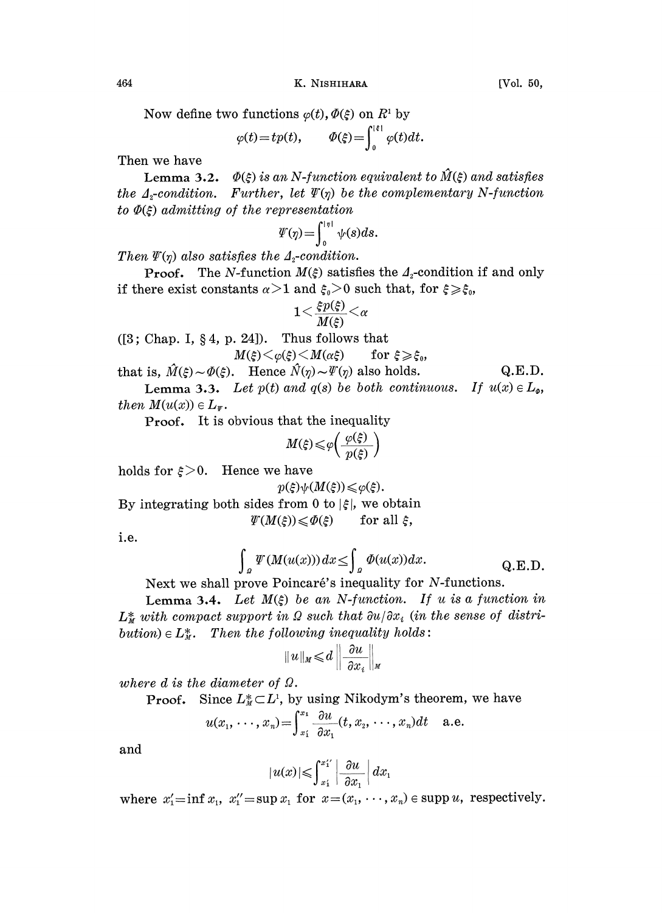Now define two functions $\varphi(t), \Phi(\xi)$ on $R^1$ by

$$\varphi(t)=tp(t), \qquad \Phi(\xi)=\int_0^{|\xi|}\varphi(t)dt.$$

Then we have

**Lemma 3.2.** *$\Phi(\xi)$ is an N-function equivalent to $\hat{M}(\xi)$ and satisfies the $\Delta_2$-condition. Further, let $\Psi(\eta)$ be the complementary N-function to $\Phi(\xi)$ admitting of the representation*

$$\Psi(\eta)=\int_0^{|\eta|}\psi(s)ds.$$

*Then $\Psi(\eta)$ also satisfies the $\Delta_2$-condition.*

**Proof.** The $N$-function $M(\xi)$ satisfies the $\Delta_2$-condition if and only if there exist constants $\alpha>1$ and $\xi_0>0$ such that, for $\xi \geqslant \xi_0$,

$$1<\frac{\xi p(\xi)}{M(\xi)}<\alpha$$

([3; Chap. I, § 4, p. 24]). Thus follows that

$$M(\xi)<\varphi(\xi)<M(\alpha\xi) \qquad \text{for } \xi\geqslant\xi_0,$$

that is, $\hat{M}(\xi)\sim\Phi(\xi)$. Hence $\hat{N}(\eta)\sim\Psi(\eta)$ also holds. Q.E.D.

**Lemma 3.3.** *Let $p(t)$ and $q(s)$ be both continuous. If $u(x)\in L_\Phi$, then $M(u(x))\in L_\Psi$.*

**Proof.** It is obvious that the inequality

$$M(\xi)\leqslant\varphi\left(\frac{\varphi(\xi)}{p(\xi)}\right)$$

holds for $\xi>0$. Hence we have

$$p(\xi)\psi(M(\xi))\leqslant\varphi(\xi).$$

By integrating both sides from 0 to $|\xi|$, we obtain

$$\Psi(M(\xi))\leqslant\Phi(\xi) \qquad \text{for all } \xi,$$

i.e.

$$\int_\Omega \Psi(M(u(x)))dx\leq\int_\Omega \Phi(u(x))dx. \qquad \text{Q.E.D.}$$

Next we shall prove Poincaré's inequality for $N$-functions.

**Lemma 3.4.** *Let $M(\xi)$ be an N-function. If $u$ is a function in $L_M^*$ with compact support in $\Omega$ such that $\partial u/\partial x_i$ (in the sense of distribution) $\in L_M^*$. Then the following inequality holds:*

$$\|u\|_M\leqslant d\left\|\frac{\partial u}{\partial x_i}\right\|_M$$

*where $d$ is the diameter of $\Omega$.*

**Proof.** Since $L_M^*\subset L^1$, by using Nikodym's theorem, we have

$$u(x_1,\cdots,x_n)=\int_{x_1'}^{x_1}\frac{\partial u}{\partial x_1}(t,x_2,\cdots,x_n)dt \quad \text{a.e.}$$

and

$$|u(x)|\leqslant\int_{x_1'}^{x_1''}\left|\frac{\partial u}{\partial x_1}\right|dx_1$$

where $x_1'=\inf x_1$, $x_1''=\sup x_1$ for $x=(x_1,\cdots,x_n)\in \operatorname{supp} u$, respectively.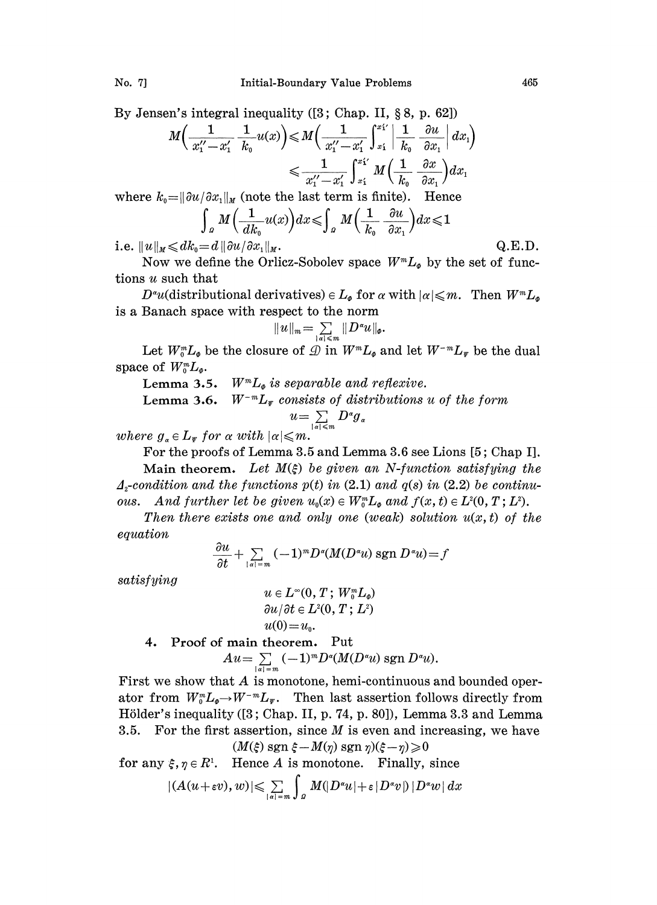By Jensen's integral inequality ([3; Chap. II, § 8, p. 62])

$$M\Big(\frac{1}{x_1''-x_1'}\frac{1}{k_0}u(x)\Big) \leqslant M\Big(\frac{1}{x_1''-x_1'}\int_{x_1'}^{x_1''}\Big|\frac{1}{k_0}\frac{\partial u}{\partial x_1}\Big|dx_1\Big)$$
$$\leqslant \frac{1}{x_1''-x_1'}\int_{x_1'}^{x_1''} M\Big(\frac{1}{k_0}\frac{\partial x}{\partial x_1}\Big)dx_1$$

where $k_0 = \|\partial u/\partial x_1\|_M$ (note the last term is finite). Hence

$$\int_\Omega M\Big(\frac{1}{dk_0}u(x)\Big)dx \leqslant \int_\Omega M\Big(\frac{1}{k_0}\frac{\partial u}{\partial x_1}\Big)dx \leqslant 1$$

i.e. $\|u\|_M \leqslant dk_0 = d\|\partial u/\partial x_1\|_M$. Q.E.D.

Now we define the Orlicz-Sobolev space $W^m L_\Phi$ by the set of functions $u$ such that

$D^\alpha u$(distributional derivatives) $\in L_\Phi$ for $\alpha$ with $|\alpha| \leqslant m$. Then $W^m L_\Phi$ is a Banach space with respect to the norm

$$\|u\|_m = \sum_{|\alpha|\leqslant m} \|D^\alpha u\|_\Phi.$$

Let $W_0^m L_\Phi$ be the closure of $\mathcal{D}$ in $W^m L_\Phi$ and let $W^{-m}L_\Psi$ be the dual space of $W_0^m L_\Phi$.

**Lemma 3.5.** *$W^m L_\Phi$ is separable and reflexive.*

**Lemma 3.6.** *$W^{-m}L_\Psi$ consists of distributions $u$ of the form*

$$u = \sum_{|\alpha|\leqslant m} D^\alpha g_\alpha$$

*where $g_\alpha \in L_\Psi$ for $\alpha$ with $|\alpha| \leqslant m$.*

For the proofs of Lemma 3.5 and Lemma 3.6 see Lions [5; Chap I].

**Main theorem.** *Let $M(\xi)$ be given an N-function satisfying the $\Delta_2$-condition and the functions $p(t)$ in (2.1) and $q(s)$ in (2.2) be continuous. And further let be given $u_0(x) \in W_0^m L_\Phi$ and $f(x,t) \in L^2(0,T;L^2)$.*

*Then there exists one and only one (weak) solution $u(x,t)$ of the equation*

$$\frac{\partial u}{\partial t} + \sum_{|\alpha|=m} (-1)^m D^\alpha (M(D^\alpha u)\operatorname{sgn} D^\alpha u) = f$$

*satisfying*

$$u \in L^\infty(0,T; W_0^m L_\Phi)$$
$$\partial u/\partial t \in L^2(0,T;L^2)$$
$$u(0) = u_0.$$

## 4. Proof of main theorem.

Put

$$Au = \sum_{|\alpha|=m} (-1)^m D^\alpha (M(D^\alpha u)\operatorname{sgn} D^\alpha u).$$

First we show that $A$ is monotone, hemi-continuous and bounded operator from $W_0^m L_\Phi \to W^{-m}L_\Psi$. Then last assertion follows directly from Hölder's inequality ([3; Chap. II, p. 74, p. 80]), Lemma 3.3 and Lemma 3.5. For the first assertion, since $M$ is even and increasing, we have

$$(M(\xi)\operatorname{sgn}\xi - M(\eta)\operatorname{sgn}\eta)(\xi-\eta) \geqslant 0$$

for any $\xi, \eta \in R^1$. Hence $A$ is monotone. Finally, since

$$|(A(u+\varepsilon v), w)| \leqslant \sum_{|\alpha|=m}\int_\Omega M(|D^\alpha u| + \varepsilon|D^\alpha v|)\,|D^\alpha w|\,dx$$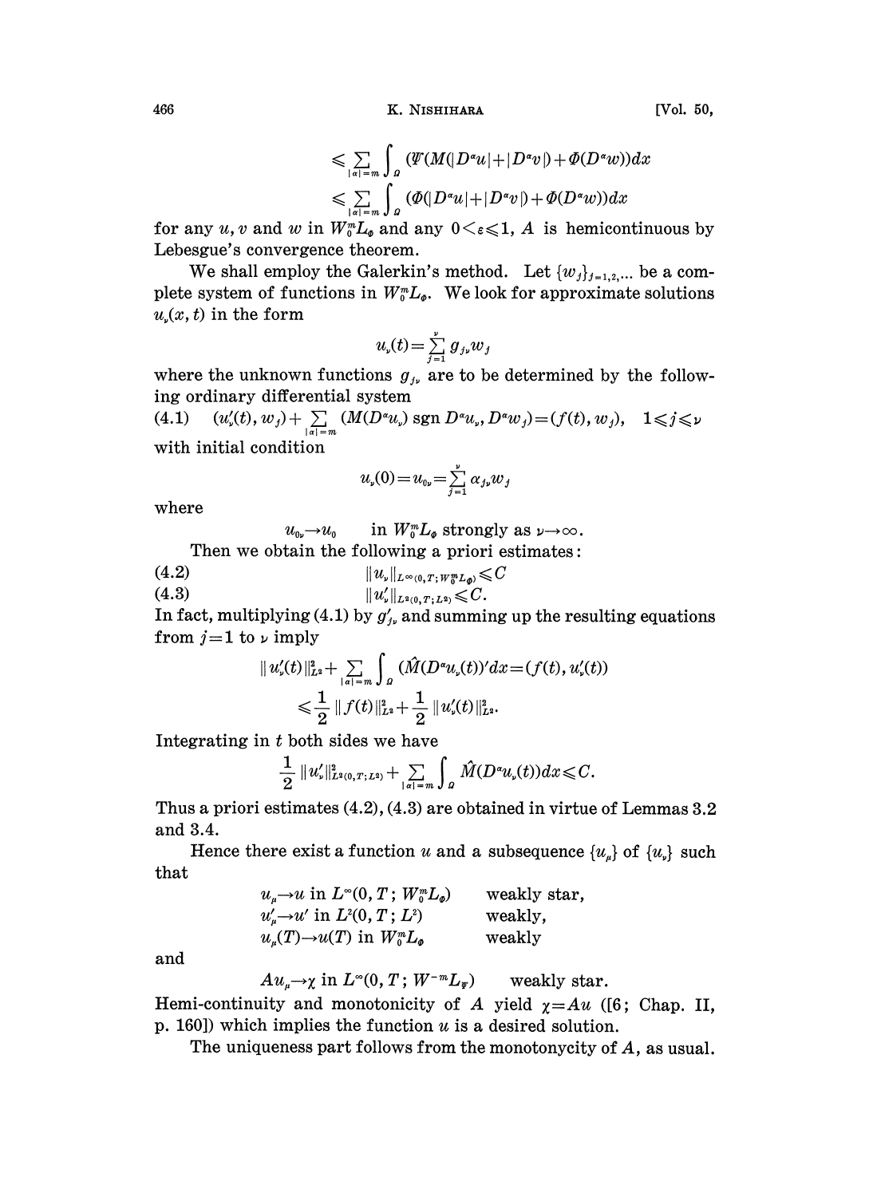$$\leqslant \sum_{|\alpha|=m} \int_\Omega (\Psi(M(|D^\alpha u|+|D^\alpha v|)+\Phi(D^\alpha w))dx$$

$$\leqslant \sum_{|\alpha|=m} \int_\Omega (\Phi(|D^\alpha u|+|D^\alpha v|)+\Phi(D^\alpha w))dx$$

for any $u, v$ and $w$ in $W_0^m L_\Phi$ and any $0<\varepsilon\leqslant 1$, $A$ is hemicontinuous by Lebesgue's convergence theorem.

We shall employ the Galerkin's method. Let $\{w_j\}_{j=1,2,\dots}$ be a complete system of functions in $W_0^m L_\Phi$. We look for approximate solutions $u_\nu(x,t)$ in the form

$$u_\nu(t)=\sum_{j=1}^{\nu} g_{j\nu} w_j$$

where the unknown functions $g_{j\nu}$ are to be determined by the following ordinary differential system

$$(4.1) \quad (u_\nu'(t), w_j)+\sum_{|\alpha|=m}(M(D^\alpha u_\nu)\operatorname{sgn} D^\alpha u_\nu, D^\alpha w_j)=(f(t), w_j), \quad 1\leqslant j\leqslant \nu$$

with initial condition

$$u_\nu(0)=u_{0\nu}=\sum_{j=1}^{\nu}\alpha_{j\nu}w_j$$

where

$$u_{0\nu}\to u_0 \qquad \text{in } W_0^m L_\Phi \text{ strongly as } \nu\to\infty.$$

Then we obtain the following a priori estimates:

$$(4.2) \qquad \|u_\nu\|_{L^\infty(0,T;W_0^m L_\Phi)}\leqslant C$$

$$(4.3) \qquad \|u_\nu'\|_{L^2(0,T;L^2)}\leqslant C.$$

In fact, multiplying (4.1) by $g_{j\nu}'$ and summing up the resulting equations from $j=1$ to $\nu$ imply

$$\|u_\nu'(t)\|_{L^2}^2+\sum_{|\alpha|=m}\int_\Omega(\hat{M}(D^\alpha u_\nu(t))'dx=(f(t), u_\nu'(t))$$

$$\leqslant \frac{1}{2}\|f(t)\|_{L^2}^2+\frac{1}{2}\|u_\nu'(t)\|_{L^2}^2.$$

Integrating in $t$ both sides we have

$$\frac{1}{2}\|u_\nu'\|_{L^2(0,T;L^2)}^2+\sum_{|\alpha|=m}\int_\Omega \hat{M}(D^\alpha u_\nu(t))dx\leqslant C.$$

Thus a priori estimates (4.2), (4.3) are obtained in virtue of Lemmas 3.2 and 3.4.

Hence there exist a function $u$ and a subsequence $\{u_\mu\}$ of $\{u_\nu\}$ such that

$$\begin{aligned} &u_\mu\to u \text{ in } L^\infty(0,T;W_0^m L_\Phi) && \text{weakly star,}\\ &u_\mu'\to u' \text{ in } L^2(0,T;L^2) && \text{weakly,}\\ &u_\mu(T)\to u(T) \text{ in } W_0^m L_\Phi && \text{weakly} \end{aligned}$$

and

$$Au_\mu\to\chi \text{ in } L^\infty(0,T;W^{-m}L_\Psi) \qquad \text{weakly star.}$$

Hemi-continuity and monotonicity of $A$ yield $\chi=Au$ ([6; Chap. II, p. 160]) which implies the function $u$ is a desired solution.

The uniqueness part follows from the monotonycity of $A$, as usual.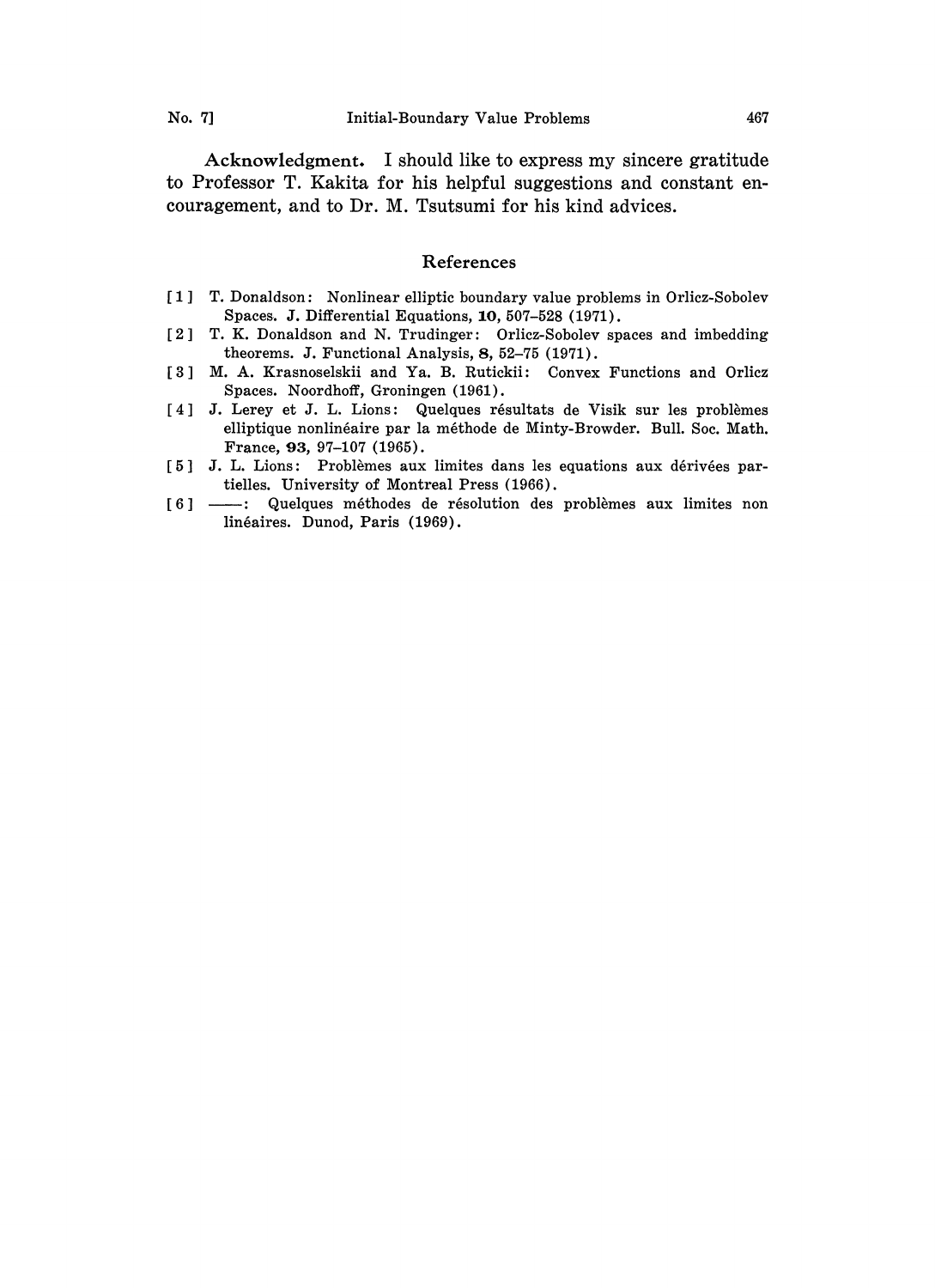**Acknowledgment.** I should like to express my sincere gratitude to Professor T. Kakita for his helpful suggestions and constant encouragement, and to Dr. M. Tsutsumi for his kind advices.

## References

[1] T. Donaldson: Nonlinear elliptic boundary value problems in Orlicz-Sobolev Spaces. J. Differential Equations, **10**, 507–528 (1971).

[2] T. K. Donaldson and N. Trudinger: Orlicz-Sobolev spaces and imbedding theorems. J. Functional Analysis, **8**, 52–75 (1971).

[3] M. A. Krasnoselskii and Ya. B. Rutickii: Convex Functions and Orlicz Spaces. Noordhoff, Groningen (1961).

[4] J. Lerey et J. L. Lions: Quelques résultats de Visik sur les problèmes elliptique nonlinéaire par la méthode de Minty-Browder. Bull. Soc. Math. France, **93**, 97–107 (1965).

[5] J. L. Lions: Problèmes aux limites dans les equations aux dérivées partielles. University of Montreal Press (1966).

[6] ——: Quelques méthodes de résolution des problèmes aux limites non linéaires. Dunod, Paris (1969).